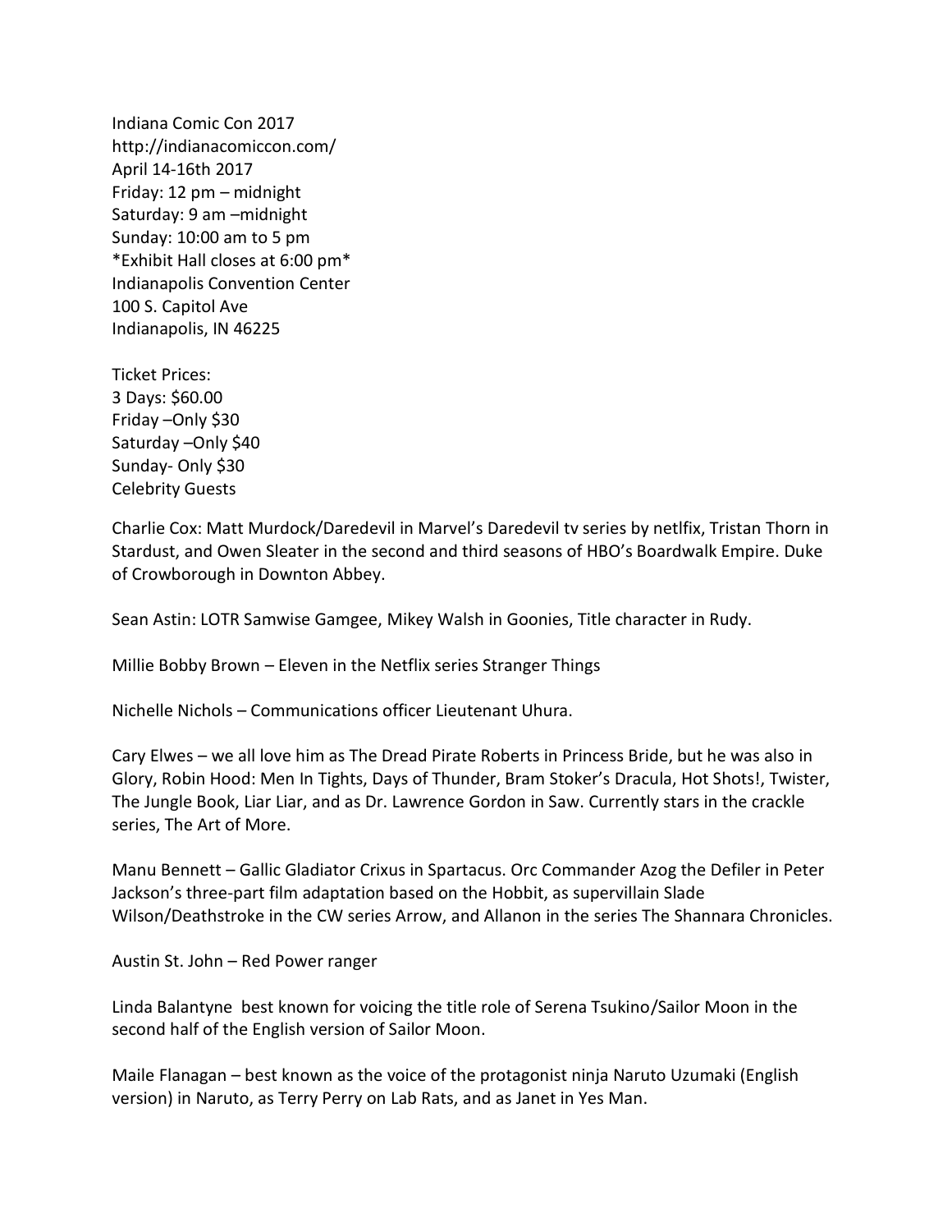Indiana Comic Con 2017
http://indianacomiccon.com/
April 14-16th 2017
Friday: 12 pm – midnight
Saturday: 9 am –midnight
Sunday: 10:00 am to 5 pm
*Exhibit Hall closes at 6:00 pm*
Indianapolis Convention Center
100 S. Capitol Ave
Indianapolis, IN 46225

Ticket Prices:
3 Days: $60.00
Friday –Only $30
Saturday –Only $40
Sunday- Only $30
Celebrity Guests

Charlie Cox: Matt Murdock/Daredevil in Marvel's Daredevil tv series by netlfix, Tristan Thorn in Stardust, and Owen Sleater in the second and third seasons of HBO's Boardwalk Empire. Duke of Crowborough in Downton Abbey.

Sean Astin: LOTR Samwise Gamgee, Mikey Walsh in Goonies, Title character in Rudy.

Millie Bobby Brown – Eleven in the Netflix series Stranger Things

Nichelle Nichols – Communications officer Lieutenant Uhura.

Cary Elwes – we all love him as The Dread Pirate Roberts in Princess Bride, but he was also in Glory, Robin Hood: Men In Tights, Days of Thunder, Bram Stoker's Dracula, Hot Shots!, Twister, The Jungle Book, Liar Liar, and as Dr. Lawrence Gordon in Saw. Currently stars in the crackle series, The Art of More.

Manu Bennett – Gallic Gladiator Crixus in Spartacus. Orc Commander Azog the Defiler in Peter Jackson's three-part film adaptation based on the Hobbit, as supervillain Slade Wilson/Deathstroke in the CW series Arrow, and Allanon in the series The Shannara Chronicles.

Austin St. John – Red Power ranger

Linda Balantyne best known for voicing the title role of Serena Tsukino/Sailor Moon in the second half of the English version of Sailor Moon.

Maile Flanagan – best known as the voice of the protagonist ninja Naruto Uzumaki (English version) in Naruto, as Terry Perry on Lab Rats, and as Janet in Yes Man.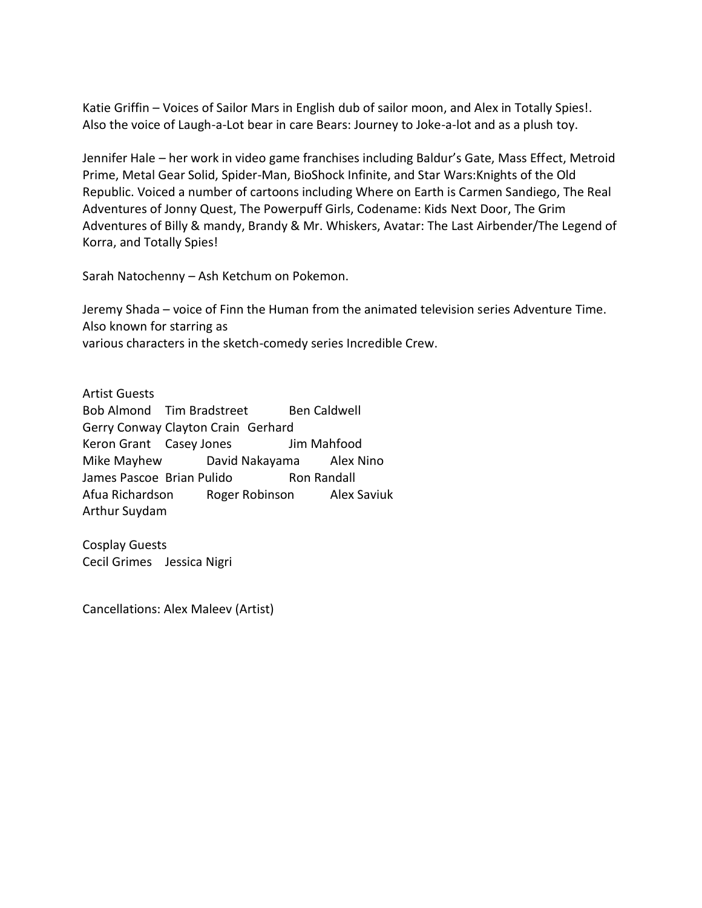Katie Griffin – Voices of Sailor Mars in English dub of sailor moon, and Alex in Totally Spies!. Also the voice of Laugh-a-Lot bear in care Bears: Journey to Joke-a-lot and as a plush toy.

Jennifer Hale – her work in video game franchises including Baldur's Gate, Mass Effect, Metroid Prime, Metal Gear Solid, Spider-Man, BioShock Infinite, and Star Wars:Knights of the Old Republic. Voiced a number of cartoons including Where on Earth is Carmen Sandiego, The Real Adventures of Jonny Quest, The Powerpuff Girls, Codename: Kids Next Door, The Grim Adventures of Billy & mandy, Brandy & Mr. Whiskers, Avatar: The Last Airbender/The Legend of Korra, and Totally Spies!

Sarah Natochenny – Ash Ketchum on Pokemon.

Jeremy Shada – voice of Finn the Human from the animated television series Adventure Time. Also known for starring as
various characters in the sketch-comedy series Incredible Crew.

Artist Guests

| | | |
|---|---|---|
| Bob Almond | Tim Bradstreet | Ben Caldwell |
| Gerry Conway | Clayton Crain | Gerhard |
| Keron Grant | Casey Jones | Jim Mahfood |
| Mike Mayhew | David Nakayama | Alex Nino |
| James Pascoe | Brian Pulido | Ron Randall |
| Afua Richardson | Roger Robinson | Alex Saviuk |
| Arthur Suydam | | |

Cosplay Guests

Cecil Grimes    Jessica Nigri

Cancellations: Alex Maleev (Artist)